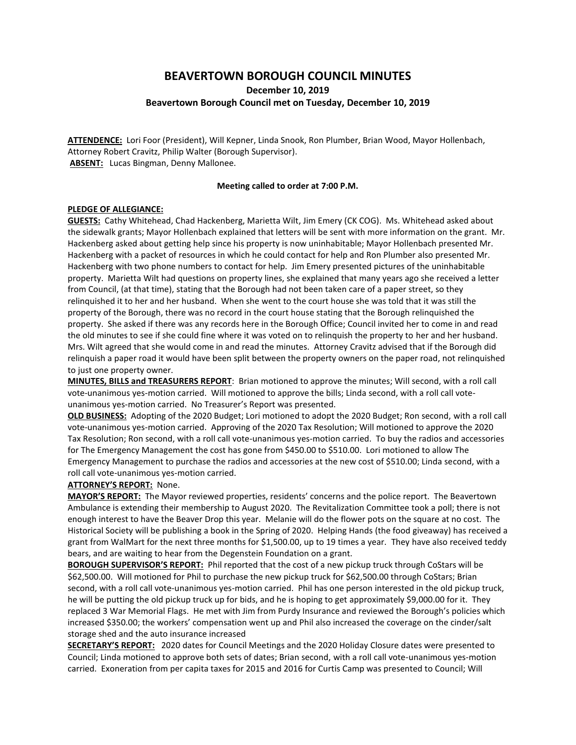# BEAVERTOWN BOROUGH COUNCIL MINUTES

**December 10, 2019**

**Beavertown Borough Council met on Tuesday, December 10, 2019**

**ATTENDENCE:** Lori Foor (President), Will Kepner, Linda Snook, Ron Plumber, Brian Wood, Mayor Hollenbach, Attorney Robert Cravitz, Philip Walter (Borough Supervisor).
**ABSENT:** Lucas Bingman, Denny Mallonee.

**Meeting called to order at 7:00 P.M.**

**PLEDGE OF ALLEGIANCE:**

**GUESTS:** Cathy Whitehead, Chad Hackenberg, Marietta Wilt, Jim Emery (CK COG). Ms. Whitehead asked about the sidewalk grants; Mayor Hollenbach explained that letters will be sent with more information on the grant. Mr. Hackenberg asked about getting help since his property is now uninhabitable; Mayor Hollenbach presented Mr. Hackenberg with a packet of resources in which he could contact for help and Ron Plumber also presented Mr. Hackenberg with two phone numbers to contact for help. Jim Emery presented pictures of the uninhabitable property. Marietta Wilt had questions on property lines, she explained that many years ago she received a letter from Council, (at that time), stating that the Borough had not been taken care of a paper street, so they relinquished it to her and her husband. When she went to the court house she was told that it was still the property of the Borough, there was no record in the court house stating that the Borough relinquished the property. She asked if there was any records here in the Borough Office; Council invited her to come in and read the old minutes to see if she could fine where it was voted on to relinquish the property to her and her husband. Mrs. Wilt agreed that she would come in and read the minutes. Attorney Cravitz advised that if the Borough did relinquish a paper road it would have been split between the property owners on the paper road, not relinquished to just one property owner.

**MINUTES, BILLS and TREASURERS REPORT**: Brian motioned to approve the minutes; Will second, with a roll call vote-unanimous yes-motion carried. Will motioned to approve the bills; Linda second, with a roll call vote-unanimous yes-motion carried. No Treasurer's Report was presented.

**OLD BUSINESS:** Adopting of the 2020 Budget; Lori motioned to adopt the 2020 Budget; Ron second, with a roll call vote-unanimous yes-motion carried. Approving of the 2020 Tax Resolution; Will motioned to approve the 2020 Tax Resolution; Ron second, with a roll call vote-unanimous yes-motion carried. To buy the radios and accessories for The Emergency Management the cost has gone from $450.00 to $510.00. Lori motioned to allow The Emergency Management to purchase the radios and accessories at the new cost of $510.00; Linda second, with a roll call vote-unanimous yes-motion carried.

**ATTORNEY'S REPORT:** None.

**MAYOR'S REPORT:** The Mayor reviewed properties, residents' concerns and the police report. The Beavertown Ambulance is extending their membership to August 2020. The Revitalization Committee took a poll; there is not enough interest to have the Beaver Drop this year. Melanie will do the flower pots on the square at no cost. The Historical Society will be publishing a book in the Spring of 2020. Helping Hands (the food giveaway) has received a grant from WalMart for the next three months for $1,500.00, up to 19 times a year. They have also received teddy bears, and are waiting to hear from the Degenstein Foundation on a grant.

**BOROUGH SUPERVISOR'S REPORT:** Phil reported that the cost of a new pickup truck through CoStars will be $62,500.00. Will motioned for Phil to purchase the new pickup truck for $62,500.00 through CoStars; Brian second, with a roll call vote-unanimous yes-motion carried. Phil has one person interested in the old pickup truck, he will be putting the old pickup truck up for bids, and he is hoping to get approximately $9,000.00 for it. They replaced 3 War Memorial Flags. He met with Jim from Purdy Insurance and reviewed the Borough's policies which increased $350.00; the workers' compensation went up and Phil also increased the coverage on the cinder/salt storage shed and the auto insurance increased

**SECRETARY'S REPORT:** 2020 dates for Council Meetings and the 2020 Holiday Closure dates were presented to Council; Linda motioned to approve both sets of dates; Brian second, with a roll call vote-unanimous yes-motion carried. Exoneration from per capita taxes for 2015 and 2016 for Curtis Camp was presented to Council; Will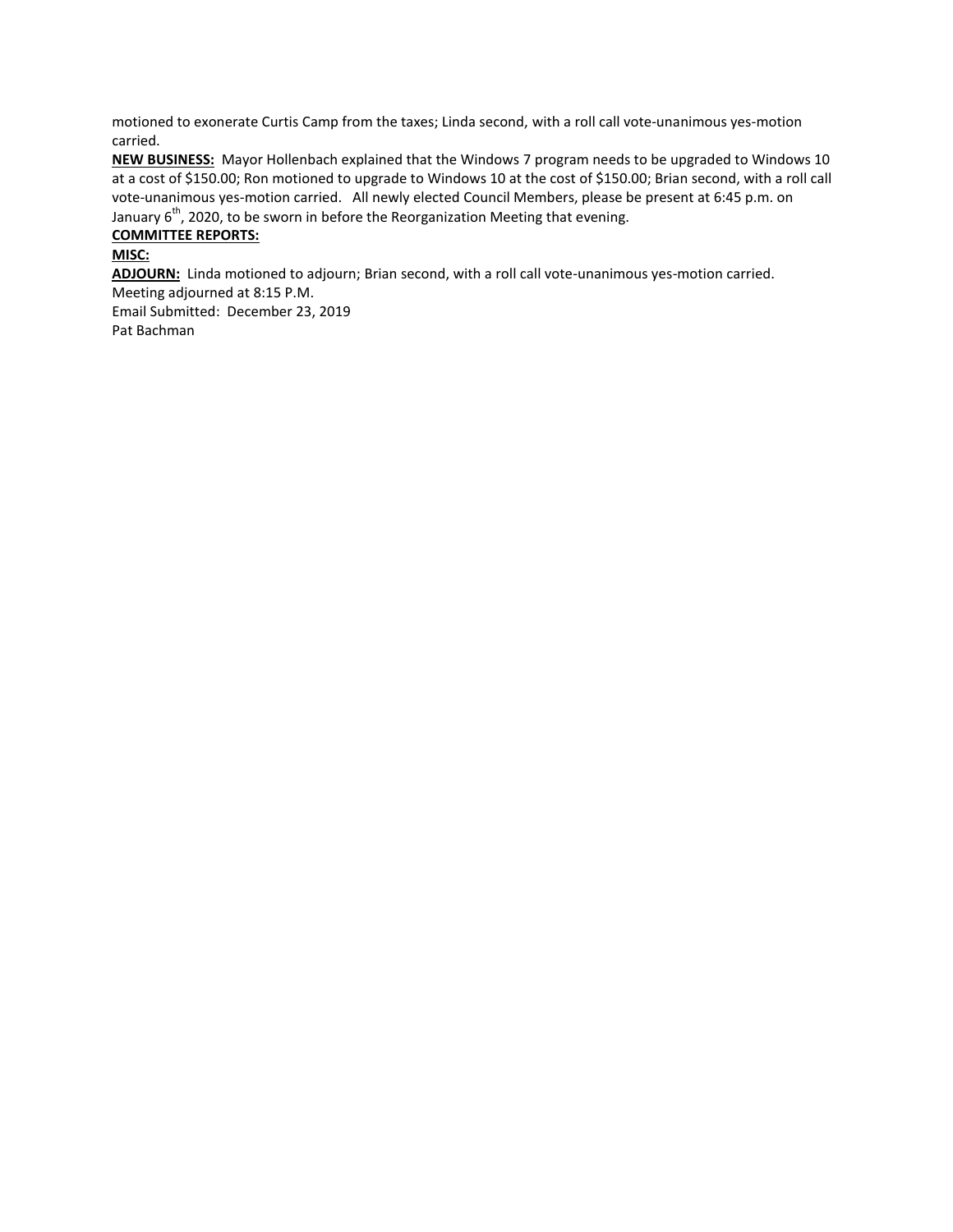motioned to exonerate Curtis Camp from the taxes; Linda second, with a roll call vote-unanimous yes-motion carried.

**NEW BUSINESS:** Mayor Hollenbach explained that the Windows 7 program needs to be upgraded to Windows 10 at a cost of $150.00; Ron motioned to upgrade to Windows 10 at the cost of $150.00; Brian second, with a roll call vote-unanimous yes-motion carried. All newly elected Council Members, please be present at 6:45 p.m. on January 6th, 2020, to be sworn in before the Reorganization Meeting that evening.

**COMMITTEE REPORTS:**

**MISC:**

**ADJOURN:** Linda motioned to adjourn; Brian second, with a roll call vote-unanimous yes-motion carried.

Meeting adjourned at 8:15 P.M.

Email Submitted: December 23, 2019

Pat Bachman